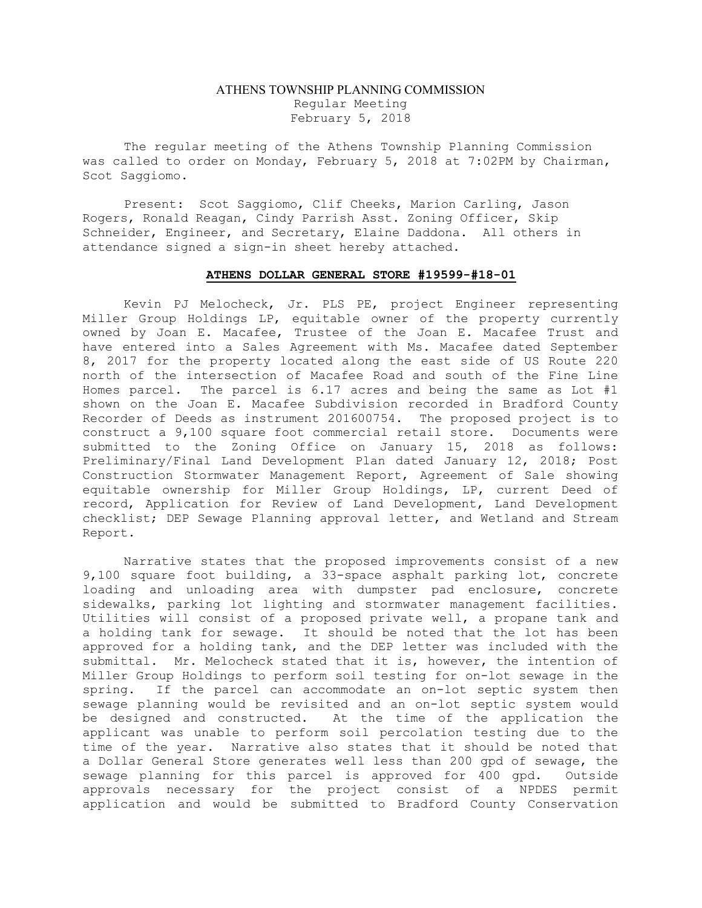ATHENS TOWNSHIP PLANNING COMMISSION
Regular Meeting
February 5, 2018

The regular meeting of the Athens Township Planning Commission was called to order on Monday, February 5, 2018 at 7:02PM by Chairman, Scot Saggiomo.

Present: Scot Saggiomo, Clif Cheeks, Marion Carling, Jason Rogers, Ronald Reagan, Cindy Parrish Asst. Zoning Officer, Skip Schneider, Engineer, and Secretary, Elaine Daddona. All others in attendance signed a sign-in sheet hereby attached.

**ATHENS DOLLAR GENERAL STORE #19599-#18-01**

Kevin PJ Melocheck, Jr. PLS PE, project Engineer representing Miller Group Holdings LP, equitable owner of the property currently owned by Joan E. Macafee, Trustee of the Joan E. Macafee Trust and have entered into a Sales Agreement with Ms. Macafee dated September 8, 2017 for the property located along the east side of US Route 220 north of the intersection of Macafee Road and south of the Fine Line Homes parcel. The parcel is 6.17 acres and being the same as Lot #1 shown on the Joan E. Macafee Subdivision recorded in Bradford County Recorder of Deeds as instrument 201600754. The proposed project is to construct a 9,100 square foot commercial retail store. Documents were submitted to the Zoning Office on January 15, 2018 as follows: Preliminary/Final Land Development Plan dated January 12, 2018; Post Construction Stormwater Management Report, Agreement of Sale showing equitable ownership for Miller Group Holdings, LP, current Deed of record, Application for Review of Land Development, Land Development checklist; DEP Sewage Planning approval letter, and Wetland and Stream Report.

Narrative states that the proposed improvements consist of a new 9,100 square foot building, a 33-space asphalt parking lot, concrete loading and unloading area with dumpster pad enclosure, concrete sidewalks, parking lot lighting and stormwater management facilities. Utilities will consist of a proposed private well, a propane tank and a holding tank for sewage. It should be noted that the lot has been approved for a holding tank, and the DEP letter was included with the submittal. Mr. Melocheck stated that it is, however, the intention of Miller Group Holdings to perform soil testing for on-lot sewage in the spring. If the parcel can accommodate an on-lot septic system then sewage planning would be revisited and an on-lot septic system would be designed and constructed. At the time of the application the applicant was unable to perform soil percolation testing due to the time of the year. Narrative also states that it should be noted that a Dollar General Store generates well less than 200 gpd of sewage, the sewage planning for this parcel is approved for 400 gpd. Outside approvals necessary for the project consist of a NPDES permit application and would be submitted to Bradford County Conservation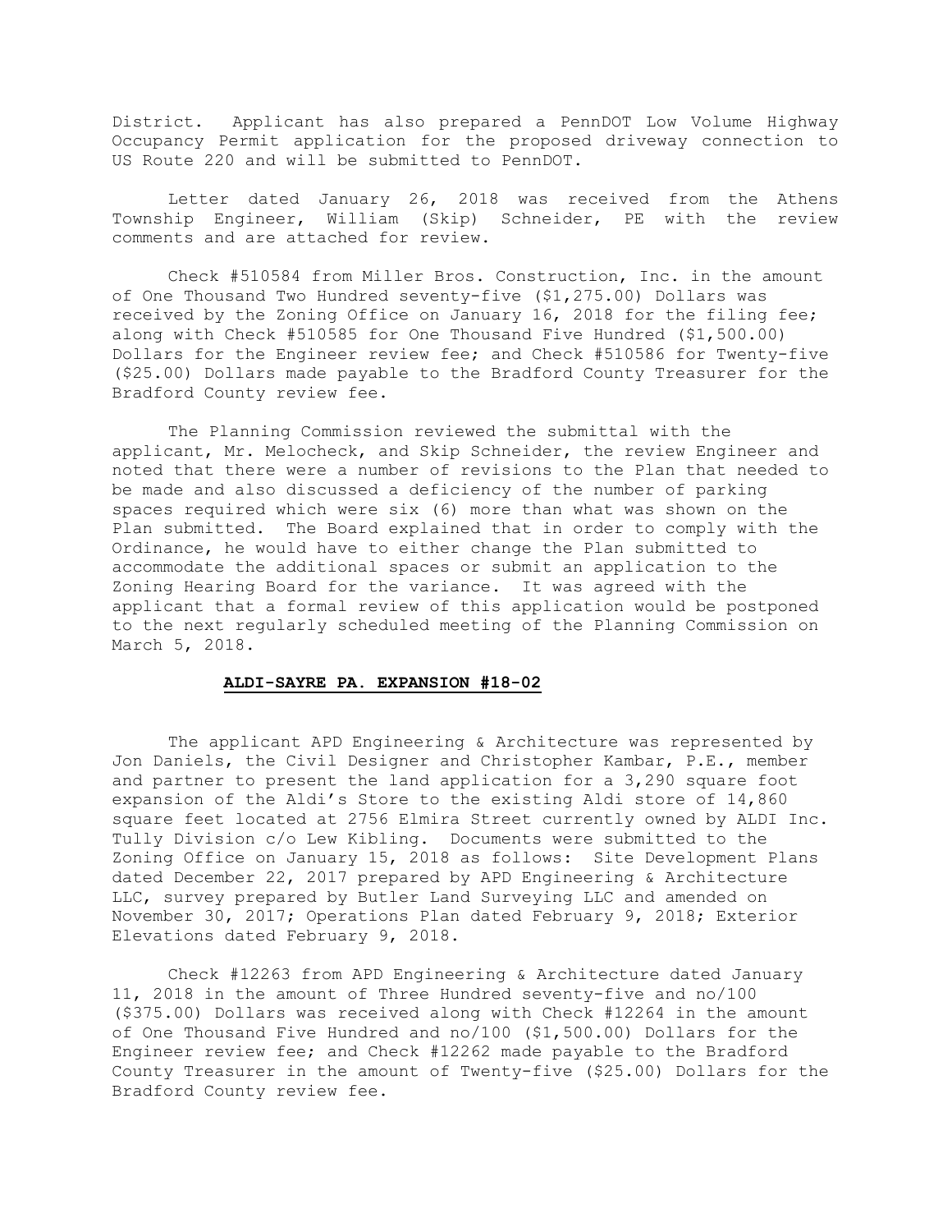District. Applicant has also prepared a PennDOT Low Volume Highway Occupancy Permit application for the proposed driveway connection to US Route 220 and will be submitted to PennDOT.

Letter dated January 26, 2018 was received from the Athens Township Engineer, William (Skip) Schneider, PE with the review comments and are attached for review.

Check #510584 from Miller Bros. Construction, Inc. in the amount of One Thousand Two Hundred seventy-five ($1,275.00) Dollars was received by the Zoning Office on January 16, 2018 for the filing fee; along with Check #510585 for One Thousand Five Hundred ($1,500.00) Dollars for the Engineer review fee; and Check #510586 for Twenty-five ($25.00) Dollars made payable to the Bradford County Treasurer for the Bradford County review fee.

The Planning Commission reviewed the submittal with the applicant, Mr. Melocheck, and Skip Schneider, the review Engineer and noted that there were a number of revisions to the Plan that needed to be made and also discussed a deficiency of the number of parking spaces required which were six (6) more than what was shown on the Plan submitted. The Board explained that in order to comply with the Ordinance, he would have to either change the Plan submitted to accommodate the additional spaces or submit an application to the Zoning Hearing Board for the variance. It was agreed with the applicant that a formal review of this application would be postponed to the next regularly scheduled meeting of the Planning Commission on March 5, 2018.

## **ALDI-SAYRE PA. EXPANSION #18-02**

The applicant APD Engineering & Architecture was represented by Jon Daniels, the Civil Designer and Christopher Kambar, P.E., member and partner to present the land application for a 3,290 square foot expansion of the Aldi's Store to the existing Aldi store of 14,860 square feet located at 2756 Elmira Street currently owned by ALDI Inc. Tully Division c/o Lew Kibling. Documents were submitted to the Zoning Office on January 15, 2018 as follows: Site Development Plans dated December 22, 2017 prepared by APD Engineering & Architecture LLC, survey prepared by Butler Land Surveying LLC and amended on November 30, 2017; Operations Plan dated February 9, 2018; Exterior Elevations dated February 9, 2018.

Check #12263 from APD Engineering & Architecture dated January 11, 2018 in the amount of Three Hundred seventy-five and no/100 ($375.00) Dollars was received along with Check #12264 in the amount of One Thousand Five Hundred and no/100 ($1,500.00) Dollars for the Engineer review fee; and Check #12262 made payable to the Bradford County Treasurer in the amount of Twenty-five ($25.00) Dollars for the Bradford County review fee.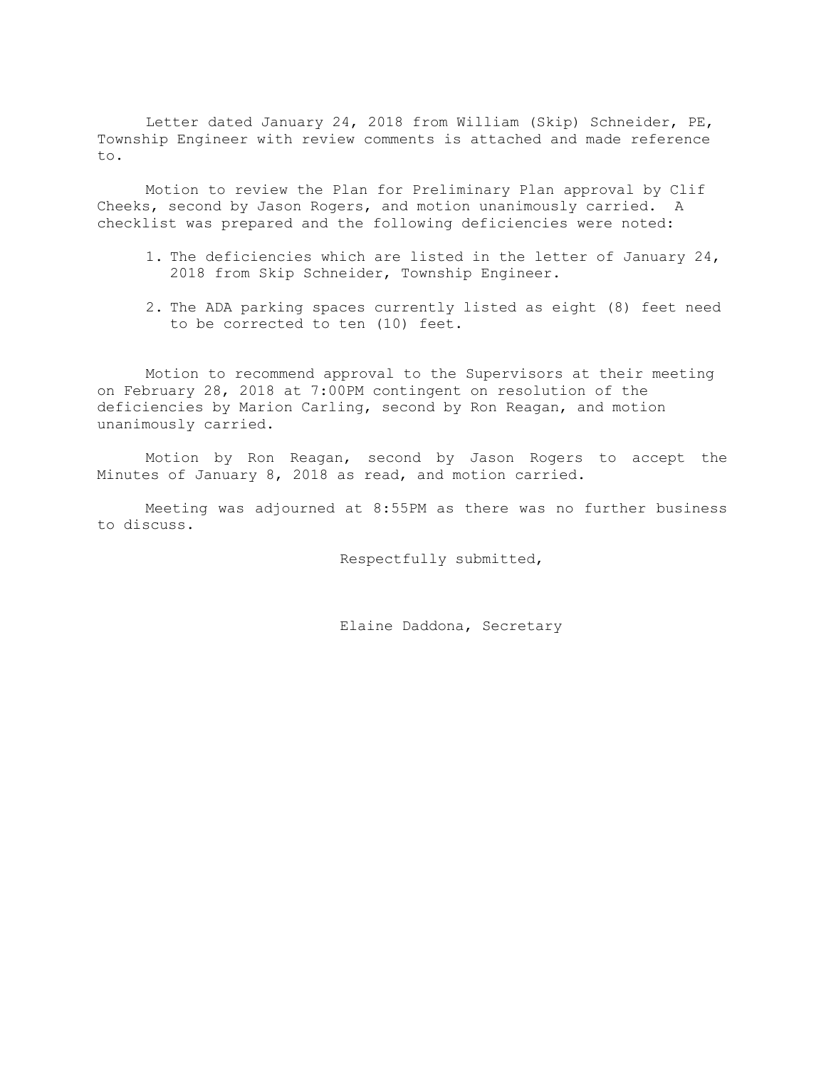Letter dated January 24, 2018 from William (Skip) Schneider, PE, Township Engineer with review comments is attached and made reference to.

Motion to review the Plan for Preliminary Plan approval by Clif Cheeks, second by Jason Rogers, and motion unanimously carried. A checklist was prepared and the following deficiencies were noted:

1. The deficiencies which are listed in the letter of January 24, 2018 from Skip Schneider, Township Engineer.

2. The ADA parking spaces currently listed as eight (8) feet need to be corrected to ten (10) feet.

Motion to recommend approval to the Supervisors at their meeting on February 28, 2018 at 7:00PM contingent on resolution of the deficiencies by Marion Carling, second by Ron Reagan, and motion unanimously carried.

Motion by Ron Reagan, second by Jason Rogers to accept the Minutes of January 8, 2018 as read, and motion carried.

Meeting was adjourned at 8:55PM as there was no further business to discuss.

Respectfully submitted,

Elaine Daddona, Secretary